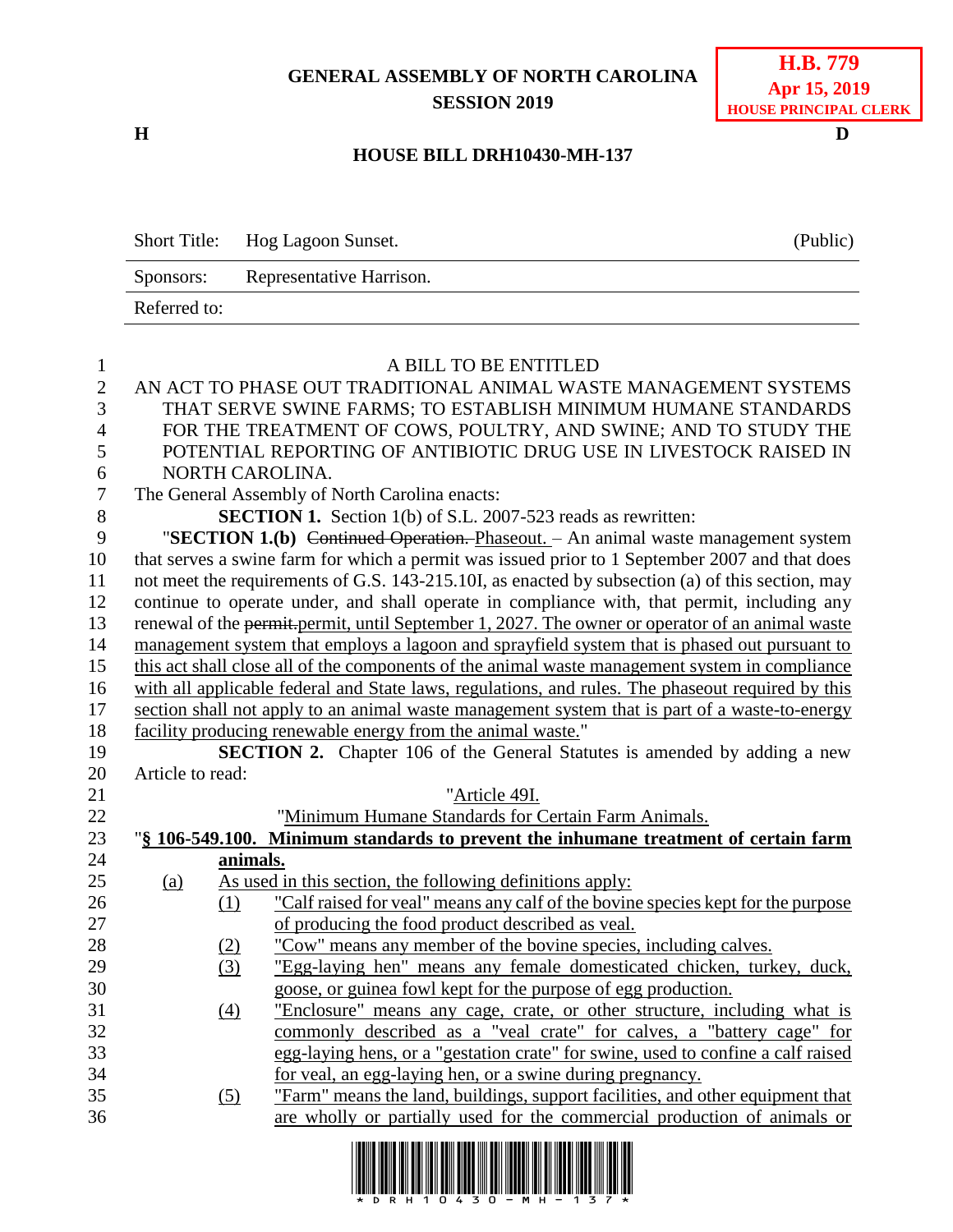**GENERAL ASSEMBLY OF NORTH CAROLINA**
**SESSION 2019**

**H.B. 779**
**Apr 15, 2019**
**HOUSE PRINCIPAL CLERK**

**H** **D**

**HOUSE BILL DRH10430-MH-137**

| Short Title: | Hog Lagoon Sunset. | (Public) |
|---|---|---|
| Sponsors: | Representative Harrison. | |
| Referred to: | | |

A BILL TO BE ENTITLED

AN ACT TO PHASE OUT TRADITIONAL ANIMAL WASTE MANAGEMENT SYSTEMS THAT SERVE SWINE FARMS; TO ESTABLISH MINIMUM HUMANE STANDARDS FOR THE TREATMENT OF COWS, POULTRY, AND SWINE; AND TO STUDY THE POTENTIAL REPORTING OF ANTIBIOTIC DRUG USE IN LIVESTOCK RAISED IN NORTH CAROLINA.

The General Assembly of North Carolina enacts:

**SECTION 1.** Section 1(b) of S.L. 2007-523 reads as rewritten:

"**SECTION 1.(b)** ~~Continued Operation.~~ <u>Phaseout.</u> – An animal waste management system that serves a swine farm for which a permit was issued prior to 1 September 2007 and that does not meet the requirements of G.S. 143-215.10I, as enacted by subsection (a) of this section, may continue to operate under, and shall operate in compliance with, that permit, including any renewal of the ~~permit.~~<u>permit, until September 1, 2027. The owner or operator of an animal waste management system that employs a lagoon and sprayfield system that is phased out pursuant to this act shall close all of the components of the animal waste management system in compliance with all applicable federal and State laws, regulations, and rules. The phaseout required by this section shall not apply to an animal waste management system that is part of a waste-to-energy facility producing renewable energy from the animal waste.</u>"

**SECTION 2.** Chapter 106 of the General Statutes is amended by adding a new Article to read:

"<u>Article 49I.</u>

"<u>Minimum Humane Standards for Certain Farm Animals.</u>

"**<u>§ 106-549.100. Minimum standards to prevent the inhumane treatment of certain farm animals.</u>**

<u>(a) As used in this section, the following definitions apply:</u>

<u>(1) "Calf raised for veal" means any calf of the bovine species kept for the purpose of producing the food product described as veal.</u>

<u>(2) "Cow" means any member of the bovine species, including calves.</u>

<u>(3) "Egg-laying hen" means any female domesticated chicken, turkey, duck, goose, or guinea fowl kept for the purpose of egg production.</u>

<u>(4) "Enclosure" means any cage, crate, or other structure, including what is commonly described as a "veal crate" for calves, a "battery cage" for egg-laying hens, or a "gestation crate" for swine, used to confine a calf raised for veal, an egg-laying hen, or a swine during pregnancy.</u>

<u>(5) "Farm" means the land, buildings, support facilities, and other equipment that are wholly or partially used for the commercial production of animals or</u>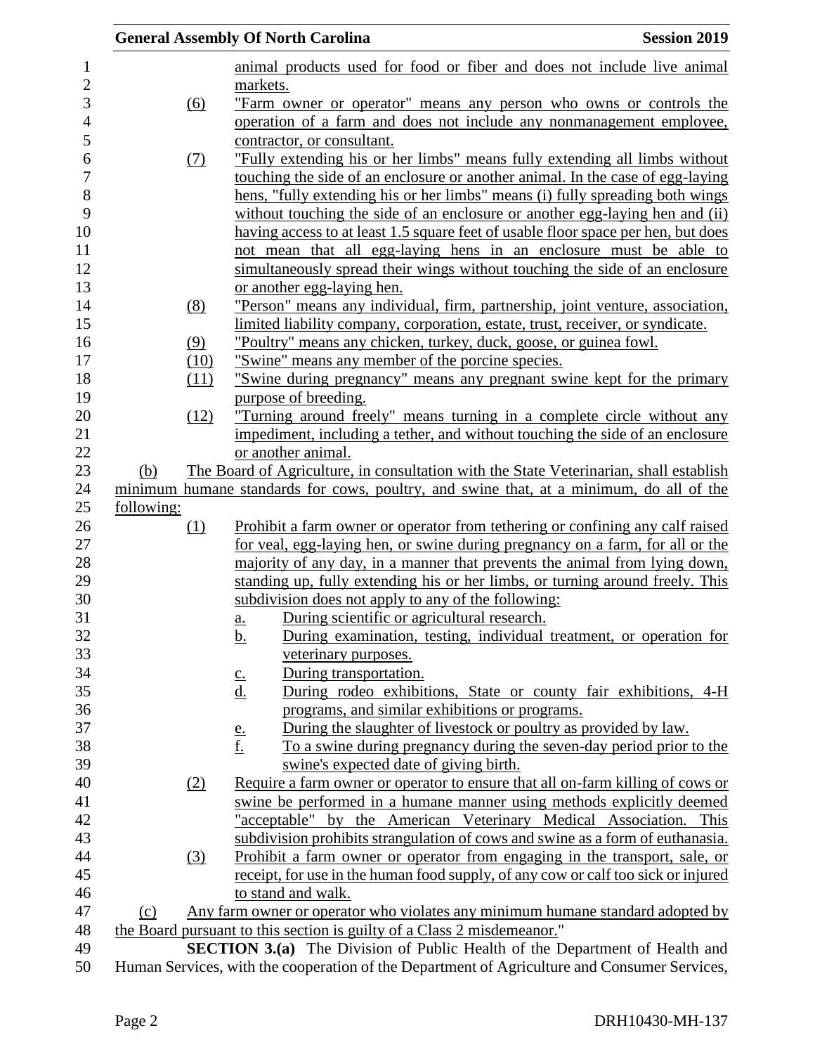animal products used for food or fiber and does not include live animal markets.

(6) "Farm owner or operator" means any person who owns or controls the operation of a farm and does not include any nonmanagement employee, contractor, or consultant.

(7) "Fully extending his or her limbs" means fully extending all limbs without touching the side of an enclosure or another animal. In the case of egg-laying hens, "fully extending his or her limbs" means (i) fully spreading both wings without touching the side of an enclosure or another egg-laying hen and (ii) having access to at least 1.5 square feet of usable floor space per hen, but does not mean that all egg-laying hens in an enclosure must be able to simultaneously spread their wings without touching the side of an enclosure or another egg-laying hen.

(8) "Person" means any individual, firm, partnership, joint venture, association, limited liability company, corporation, estate, trust, receiver, or syndicate.

(9) "Poultry" means any chicken, turkey, duck, goose, or guinea fowl.

(10) "Swine" means any member of the porcine species.

(11) "Swine during pregnancy" means any pregnant swine kept for the primary purpose of breeding.

(12) "Turning around freely" means turning in a complete circle without any impediment, including a tether, and without touching the side of an enclosure or another animal.

(b) The Board of Agriculture, in consultation with the State Veterinarian, shall establish minimum humane standards for cows, poultry, and swine that, at a minimum, do all of the following:

(1) Prohibit a farm owner or operator from tethering or confining any calf raised for veal, egg-laying hen, or swine during pregnancy on a farm, for all or the majority of any day, in a manner that prevents the animal from lying down, standing up, fully extending his or her limbs, or turning around freely. This subdivision does not apply to any of the following:

a. During scientific or agricultural research.

b. During examination, testing, individual treatment, or operation for veterinary purposes.

c. During transportation.

d. During rodeo exhibitions, State or county fair exhibitions, 4-H programs, and similar exhibitions or programs.

e. During the slaughter of livestock or poultry as provided by law.

f. To a swine during pregnancy during the seven-day period prior to the swine's expected date of giving birth.

(2) Require a farm owner or operator to ensure that all on-farm killing of cows or swine be performed in a humane manner using methods explicitly deemed "acceptable" by the American Veterinary Medical Association. This subdivision prohibits strangulation of cows and swine as a form of euthanasia.

(3) Prohibit a farm owner or operator from engaging in the transport, sale, or receipt, for use in the human food supply, of any cow or calf too sick or injured to stand and walk.

(c) Any farm owner or operator who violates any minimum humane standard adopted by the Board pursuant to this section is guilty of a Class 2 misdemeanor."

**SECTION 3.(a)** The Division of Public Health of the Department of Health and Human Services, with the cooperation of the Department of Agriculture and Consumer Services,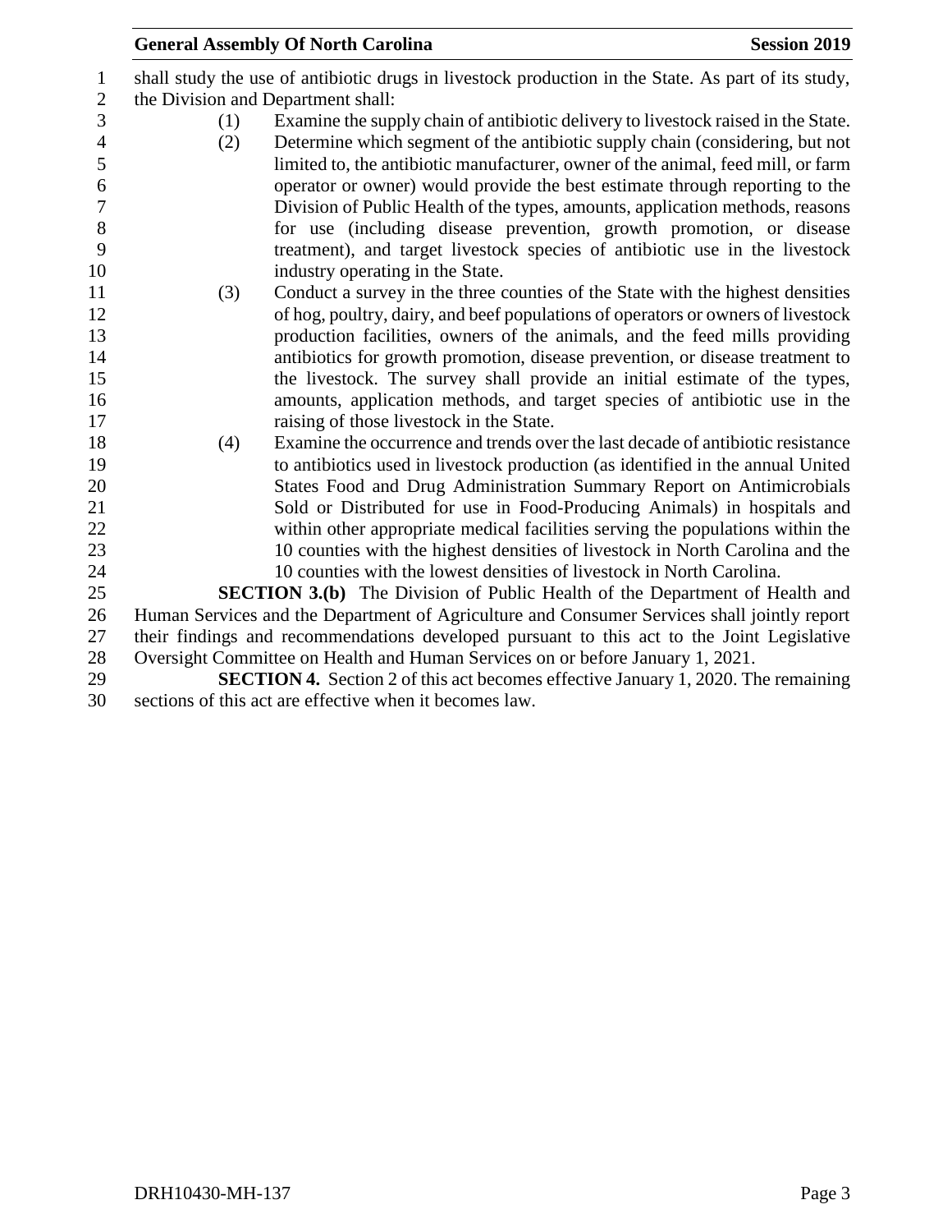shall study the use of antibiotic drugs in livestock production in the State. As part of its study, the Division and Department shall:

1. Examine the supply chain of antibiotic delivery to livestock raised in the State.
2. Determine which segment of the antibiotic supply chain (considering, but not limited to, the antibiotic manufacturer, owner of the animal, feed mill, or farm operator or owner) would provide the best estimate through reporting to the Division of Public Health of the types, amounts, application methods, reasons for use (including disease prevention, growth promotion, or disease treatment), and target livestock species of antibiotic use in the livestock industry operating in the State.
3. Conduct a survey in the three counties of the State with the highest densities of hog, poultry, dairy, and beef populations of operators or owners of livestock production facilities, owners of the animals, and the feed mills providing antibiotics for growth promotion, disease prevention, or disease treatment to the livestock. The survey shall provide an initial estimate of the types, amounts, application methods, and target species of antibiotic use in the raising of those livestock in the State.
4. Examine the occurrence and trends over the last decade of antibiotic resistance to antibiotics used in livestock production (as identified in the annual United States Food and Drug Administration Summary Report on Antimicrobials Sold or Distributed for use in Food-Producing Animals) in hospitals and within other appropriate medical facilities serving the populations within the 10 counties with the highest densities of livestock in North Carolina and the 10 counties with the lowest densities of livestock in North Carolina.

**SECTION 3.(b)** The Division of Public Health of the Department of Health and Human Services and the Department of Agriculture and Consumer Services shall jointly report their findings and recommendations developed pursuant to this act to the Joint Legislative Oversight Committee on Health and Human Services on or before January 1, 2021.

**SECTION 4.** Section 2 of this act becomes effective January 1, 2020. The remaining sections of this act are effective when it becomes law.